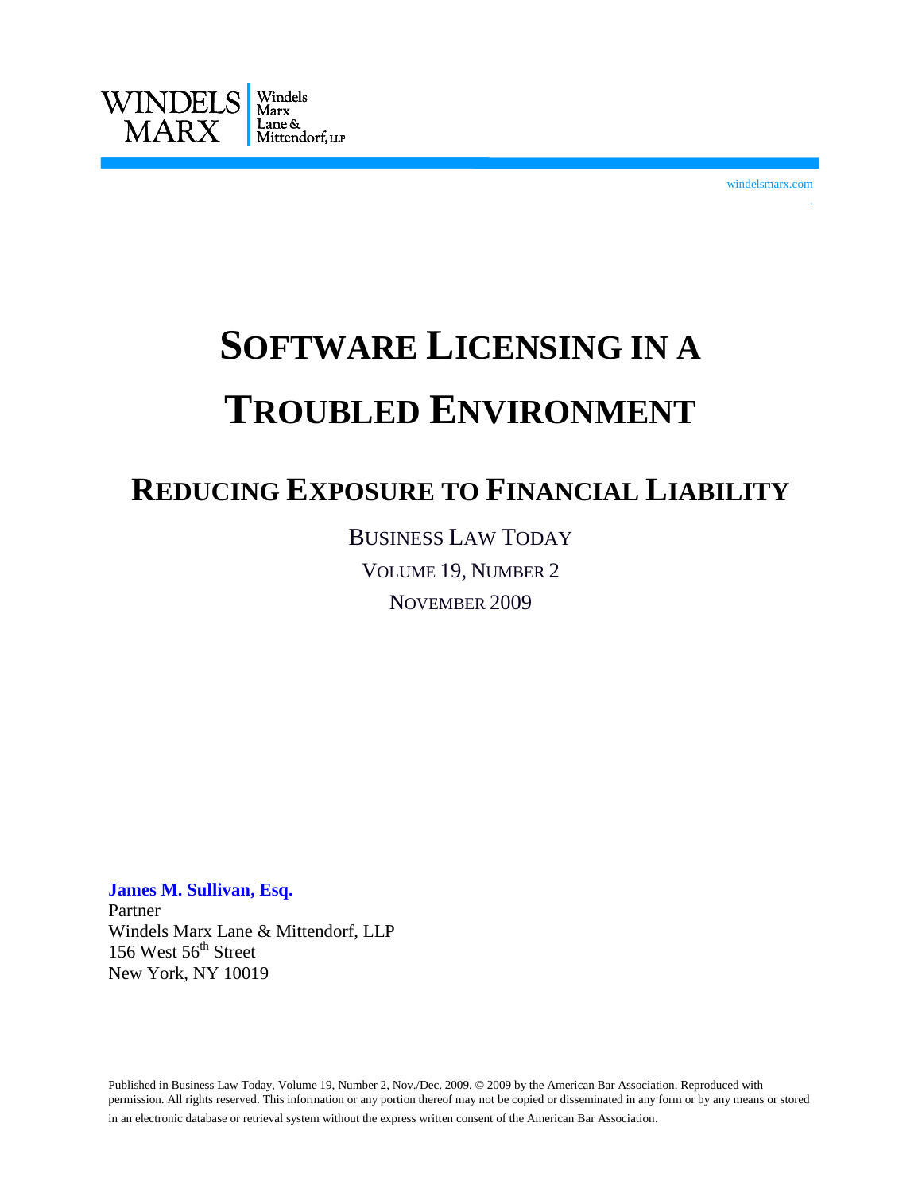WINDELS MARX | Windels Marx Lane & Mittendorf, LLP

windelsmarx.com

# SOFTWARE LICENSING IN A TROUBLED ENVIRONMENT

## REDUCING EXPOSURE TO FINANCIAL LIABILITY

BUSINESS LAW TODAY

VOLUME 19, NUMBER 2

NOVEMBER 2009

**James M. Sullivan, Esq.**
Partner
Windels Marx Lane & Mittendorf, LLP
156 West 56th Street
New York, NY 10019

Published in Business Law Today, Volume 19, Number 2, Nov./Dec. 2009. © 2009 by the American Bar Association. Reproduced with permission. All rights reserved. This information or any portion thereof may not be copied or disseminated in any form or by any means or stored in an electronic database or retrieval system without the express written consent of the American Bar Association.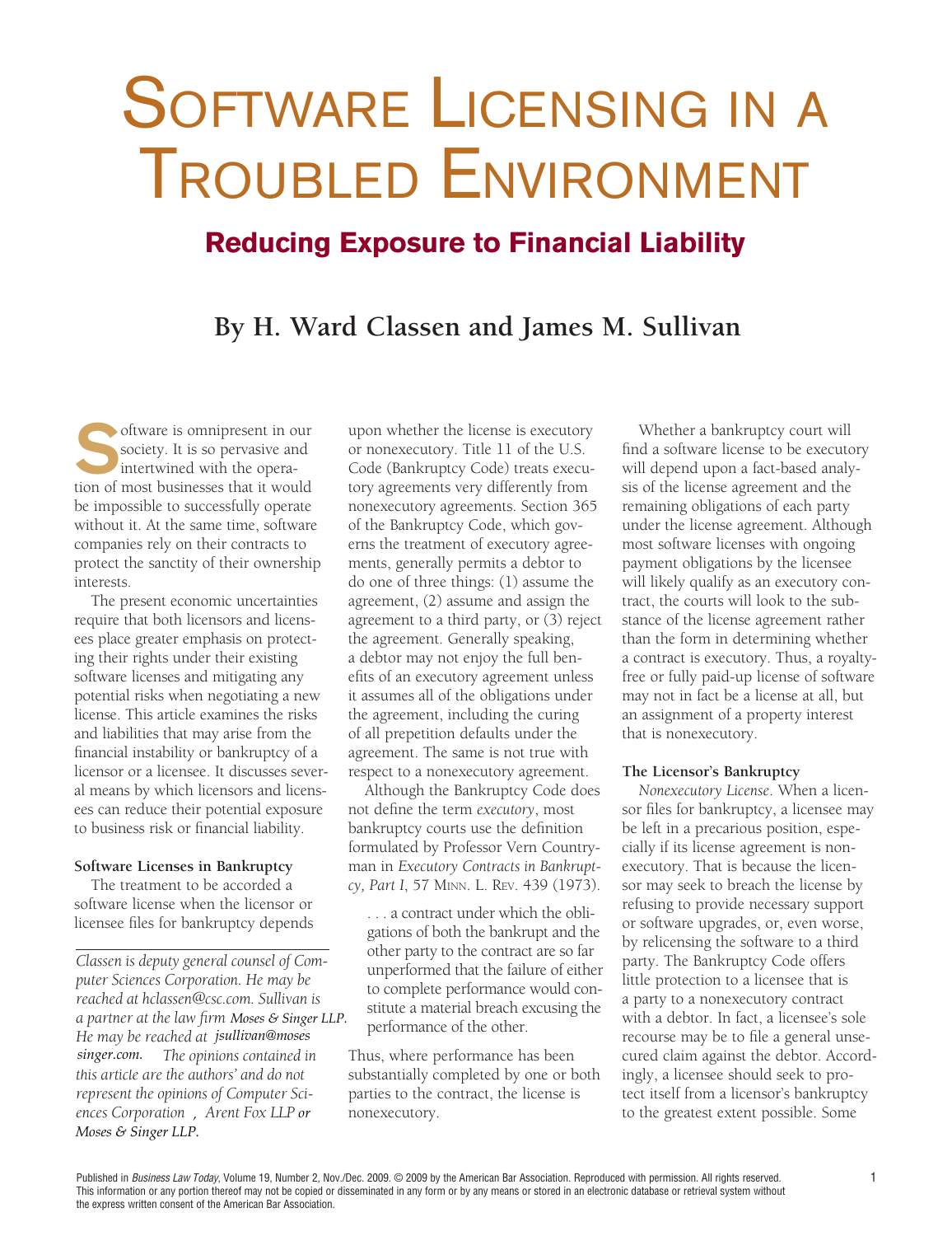# Software Licensing in a Troubled Environment

## Reducing Exposure to Financial Liability

### By H. Ward Classen and James M. Sullivan

Software is omnipresent in our society. It is so pervasive and intertwined with the operation of most businesses that it would be impossible to successfully operate without it. At the same time, software companies rely on their contracts to protect the sanctity of their ownership interests.

The present economic uncertainties require that both licensors and licensees place greater emphasis on protecting their rights under their existing software licenses and mitigating any potential risks when negotiating a new license. This article examines the risks and liabilities that may arise from the financial instability or bankruptcy of a licensor or a licensee. It discusses several means by which licensors and licensees can reduce their potential exposure to business risk or financial liability.

**Software Licenses in Bankruptcy**

The treatment to be accorded a software license when the licensor or licensee files for bankruptcy depends upon whether the license is executory or nonexecutory. Title 11 of the U.S. Code (Bankruptcy Code) treats executory agreements very differently from nonexecutory agreements. Section 365 of the Bankruptcy Code, which governs the treatment of executory agreements, generally permits a debtor to do one of three things: (1) assume the agreement, (2) assume and assign the agreement to a third party, or (3) reject the agreement. Generally speaking, a debtor may not enjoy the full benefits of an executory agreement unless it assumes all of the obligations under the agreement, including the curing of all prepetition defaults under the agreement. The same is not true with respect to a nonexecutory agreement.

Although the Bankruptcy Code does not define the term *executory*, most bankruptcy courts use the definition formulated by Professor Vern Countryman in *Executory Contracts in Bankruptcy, Part I*, 57 Minn. L. Rev. 439 (1973).

> . . . a contract under which the obligations of both the bankrupt and the other party to the contract are so far unperformed that the failure of either to complete performance would constitute a material breach excusing the performance of the other.

Thus, where performance has been substantially completed by one or both parties to the contract, the license is nonexecutory.

Whether a bankruptcy court will find a software license to be executory will depend upon a fact-based analysis of the license agreement and the remaining obligations of each party under the license agreement. Although most software licenses with ongoing payment obligations by the licensee will likely qualify as an executory contract, the courts will look to the substance of the license agreement rather than the form in determining whether a contract is executory. Thus, a royalty-free or fully paid-up license of software may not in fact be a license at all, but an assignment of a property interest that is nonexecutory.

**The Licensor's Bankruptcy**

*Nonexecutory License*. When a licensor files for bankruptcy, a licensee may be left in a precarious position, especially if its license agreement is nonexecutory. That is because the licensor may seek to breach the license by refusing to provide necessary support or software upgrades, or, even worse, by relicensing the software to a third party. The Bankruptcy Code offers little protection to a licensee that is a party to a nonexecutory contract with a debtor. In fact, a licensee's sole recourse may be to file a general unsecured claim against the debtor. Accordingly, a licensee should seek to protect itself from a licensor's bankruptcy to the greatest extent possible. Some

*Classen is deputy general counsel of Computer Sciences Corporation. He may be reached at hclassen@csc.com. Sullivan is a partner at the law firm Moses & Singer LLP. He may be reached at jsullivan@mosessinger.com. The opinions contained in this article are the authors' and do not represent the opinions of Computer Sciences Corporation, Arent Fox LLP or Moses & Singer LLP.*

Published in *Business Law Today*, Volume 19, Number 2, Nov./Dec. 2009. © 2009 by the American Bar Association. Reproduced with permission. All rights reserved. This information or any portion thereof may not be copied or disseminated in any form or by any means or stored in an electronic database or retrieval system without the express written consent of the American Bar Association.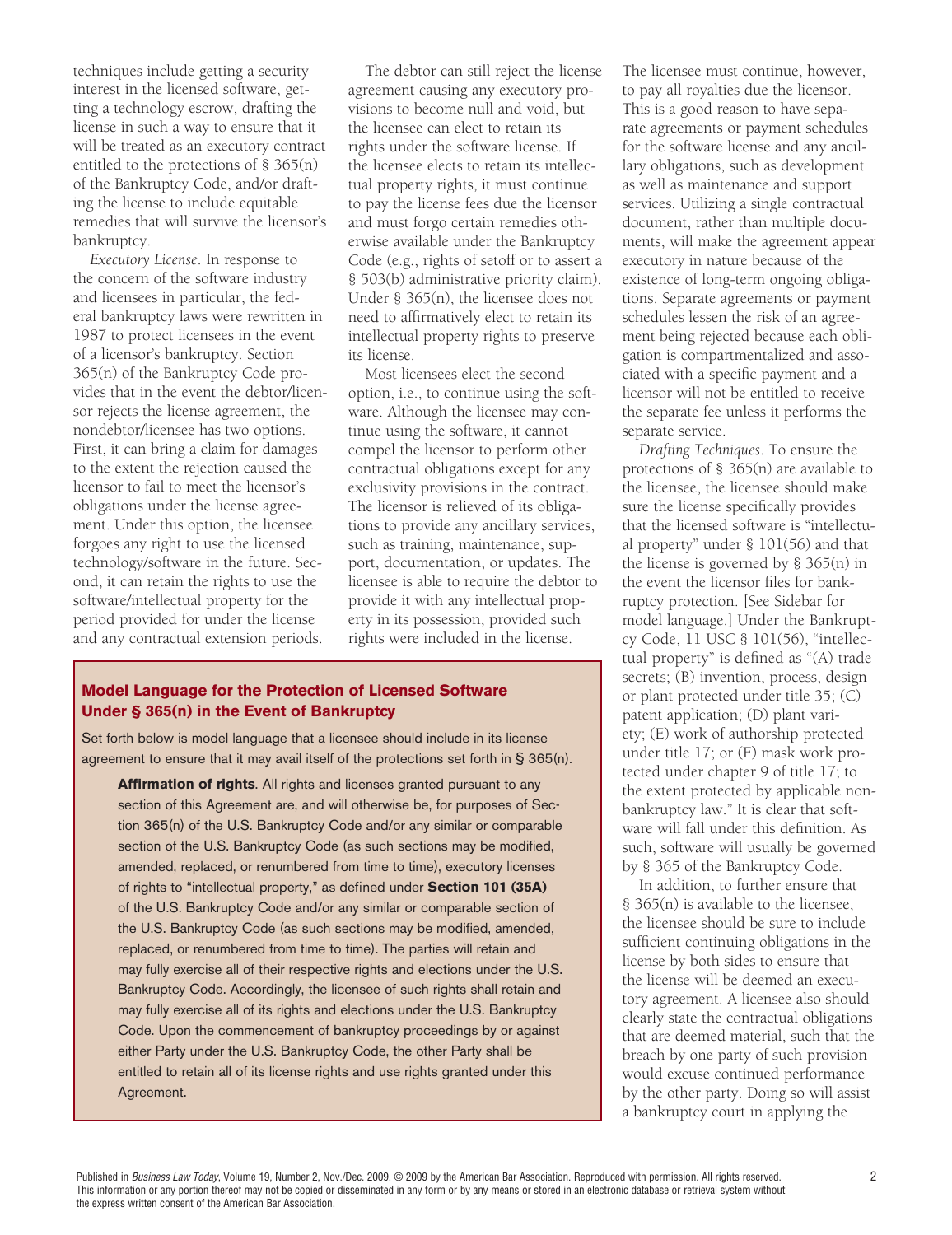techniques include getting a security interest in the licensed software, getting a technology escrow, drafting the license in such a way to ensure that it will be treated as an executory contract entitled to the protections of § 365(n) of the Bankruptcy Code, and/or drafting the license to include equitable remedies that will survive the licensor's bankruptcy.

*Executory License*. In response to the concern of the software industry and licensees in particular, the federal bankruptcy laws were rewritten in 1987 to protect licensees in the event of a licensor's bankruptcy. Section 365(n) of the Bankruptcy Code provides that in the event the debtor/licensor rejects the license agreement, the nondebtor/licensee has two options. First, it can bring a claim for damages to the extent the rejection caused the licensor to fail to meet the licensor's obligations under the license agreement. Under this option, the licensee forgoes any right to use the licensed technology/software in the future. Second, it can retain the rights to use the software/intellectual property for the period provided for under the license and any contractual extension periods.

The debtor can still reject the license agreement causing any executory provisions to become null and void, but the licensee can elect to retain its rights under the software license. If the licensee elects to retain its intellectual property rights, it must continue to pay the license fees due the licensor and must forgo certain remedies otherwise available under the Bankruptcy Code (e.g., rights of setoff or to assert a § 503(b) administrative priority claim). Under § 365(n), the licensee does not need to affirmatively elect to retain its intellectual property rights to preserve its license.

Most licensees elect the second option, i.e., to continue using the software. Although the licensee may continue using the software, it cannot compel the licensor to perform other contractual obligations except for any exclusivity provisions in the contract. The licensor is relieved of its obligations to provide any ancillary services, such as training, maintenance, support, documentation, or updates. The licensee is able to require the debtor to provide it with any intellectual property in its possession, provided such rights were included in the license.

The licensee must continue, however, to pay all royalties due the licensor. This is a good reason to have separate agreements or payment schedules for the software license and any ancillary obligations, such as development as well as maintenance and support services. Utilizing a single contractual document, rather than multiple documents, will make the agreement appear executory in nature because of the existence of long-term ongoing obligations. Separate agreements or payment schedules lessen the risk of an agreement being rejected because each obligation is compartmentalized and associated with a specific payment and a licensor will not be entitled to receive the separate fee unless it performs the separate service.

*Drafting Techniques*. To ensure the protections of § 365(n) are available to the licensee, the licensee should make sure the license specifically provides that the licensed software is "intellectual property" under § 101(56) and that the license is governed by § 365(n) in the event the licensor files for bankruptcy protection. [See Sidebar for model language.] Under the Bankruptcy Code, 11 USC § 101(56), "intellectual property" is defined as "(A) trade secrets; (B) invention, process, design or plant protected under title 35; (C) patent application; (D) plant variety; (E) work of authorship protected under title 17; or (F) mask work protected under chapter 9 of title 17; to the extent protected by applicable nonbankruptcy law." It is clear that software will fall under this definition. As such, software will usually be governed by § 365 of the Bankruptcy Code.

In addition, to further ensure that § 365(n) is available to the licensee, the licensee should be sure to include sufficient continuing obligations in the license by both sides to ensure that the license will be deemed an executory agreement. A licensee also should clearly state the contractual obligations that are deemed material, such that the breach by one party of such provision would excuse continued performance by the other party. Doing so will assist a bankruptcy court in applying the

### Model Language for the Protection of Licensed Software Under § 365(n) in the Event of Bankruptcy

Set forth below is model language that a licensee should include in its license agreement to ensure that it may avail itself of the protections set forth in § 365(n).

> **Affirmation of rights**. All rights and licenses granted pursuant to any section of this Agreement are, and will otherwise be, for purposes of Section 365(n) of the U.S. Bankruptcy Code and/or any similar or comparable section of the U.S. Bankruptcy Code (as such sections may be modified, amended, replaced, or renumbered from time to time), executory licenses of rights to "intellectual property," as defined under **Section 101 (35A)** of the U.S. Bankruptcy Code and/or any similar or comparable section of the U.S. Bankruptcy Code (as such sections may be modified, amended, replaced, or renumbered from time to time). The parties will retain and may fully exercise all of their respective rights and elections under the U.S. Bankruptcy Code. Accordingly, the licensee of such rights shall retain and may fully exercise all of its rights and elections under the U.S. Bankruptcy Code. Upon the commencement of bankruptcy proceedings by or against either Party under the U.S. Bankruptcy Code, the other Party shall be entitled to retain all of its license rights and use rights granted under this Agreement.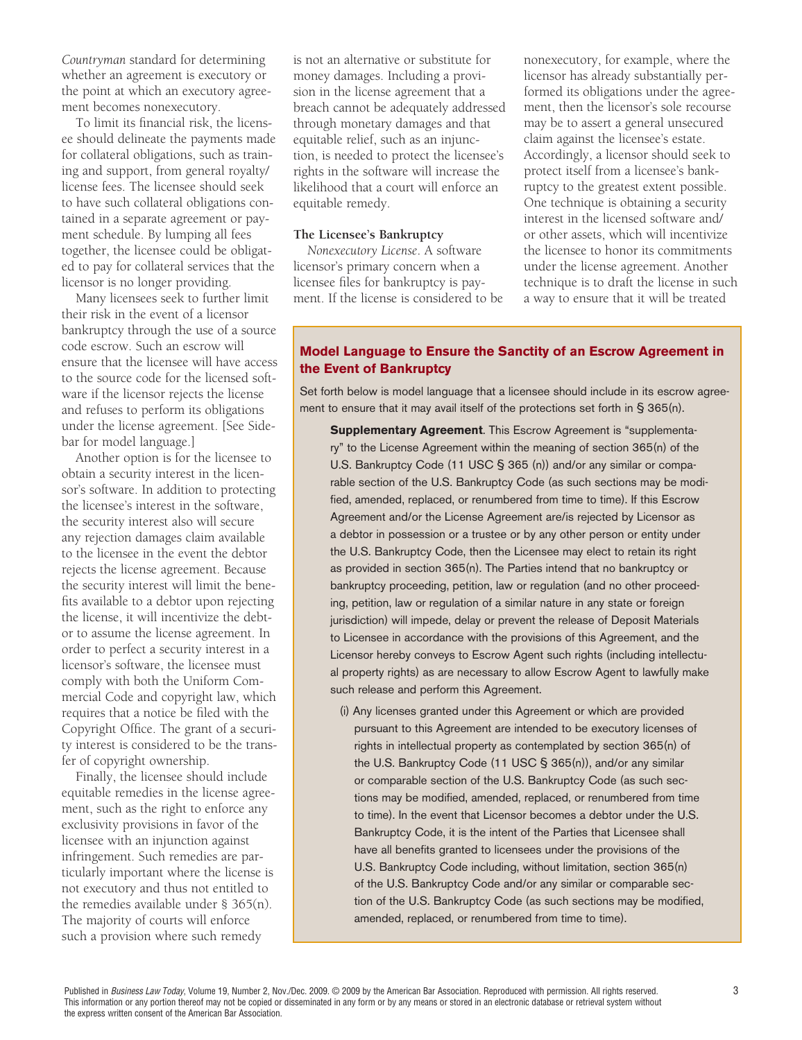*Countryman* standard for determining whether an agreement is executory or the point at which an executory agreement becomes nonexecutory.

To limit its financial risk, the licensee should delineate the payments made for collateral obligations, such as training and support, from general royalty/license fees. The licensee should seek to have such collateral obligations contained in a separate agreement or payment schedule. By lumping all fees together, the licensee could be obligated to pay for collateral services that the licensor is no longer providing.

Many licensees seek to further limit their risk in the event of a licensor bankruptcy through the use of a source code escrow. Such an escrow will ensure that the licensee will have access to the source code for the licensed software if the licensor rejects the license and refuses to perform its obligations under the license agreement. [See Sidebar for model language.]

Another option is for the licensee to obtain a security interest in the licensor's software. In addition to protecting the licensee's interest in the software, the security interest also will secure any rejection damages claim available to the licensee in the event the debtor rejects the license agreement. Because the security interest will limit the benefits available to a debtor upon rejecting the license, it will incentivize the debtor to assume the license agreement. In order to perfect a security interest in a licensor's software, the licensee must comply with both the Uniform Commercial Code and copyright law, which requires that a notice be filed with the Copyright Office. The grant of a security interest is considered to be the transfer of copyright ownership.

Finally, the licensee should include equitable remedies in the license agreement, such as the right to enforce any exclusivity provisions in favor of the licensee with an injunction against infringement. Such remedies are particularly important where the license is not executory and thus not entitled to the remedies available under § 365(n). The majority of courts will enforce such a provision where such remedy is not an alternative or substitute for money damages. Including a provision in the license agreement that a breach cannot be adequately addressed through monetary damages and that equitable relief, such as an injunction, is needed to protect the licensee's rights in the software will increase the likelihood that a court will enforce an equitable remedy.

**The Licensee's Bankruptcy**

*Nonexecutory License*. A software licensor's primary concern when a licensee files for bankruptcy is payment. If the license is considered to be nonexecutory, for example, where the licensor has already substantially performed its obligations under the agreement, then the licensor's sole recourse may be to assert a general unsecured claim against the licensee's estate. Accordingly, a licensor should seek to protect itself from a licensee's bankruptcy to the greatest extent possible. One technique is obtaining a security interest in the licensed software and/or other assets, which will incentivize the licensee to honor its commitments under the license agreement. Another technique is to draft the license in such a way to ensure that it will be treated

### Model Language to Ensure the Sanctity of an Escrow Agreement in the Event of Bankruptcy

Set forth below is model language that a licensee should include in its escrow agreement to ensure that it may avail itself of the protections set forth in § 365(n).

> **Supplementary Agreement**. This Escrow Agreement is "supplementary" to the License Agreement within the meaning of section 365(n) of the U.S. Bankruptcy Code (11 USC § 365 (n)) and/or any similar or comparable section of the U.S. Bankruptcy Code (as such sections may be modified, amended, replaced, or renumbered from time to time). If this Escrow Agreement and/or the License Agreement are/is rejected by Licensor as a debtor in possession or a trustee or by any other person or entity under the U.S. Bankruptcy Code, then the Licensee may elect to retain its right as provided in section 365(n). The Parties intend that no bankruptcy or bankruptcy proceeding, petition, law or regulation (and no other proceeding, petition, law or regulation of a similar nature in any state or foreign jurisdiction) will impede, delay or prevent the release of Deposit Materials to Licensee in accordance with the provisions of this Agreement, and the Licensor hereby conveys to Escrow Agent such rights (including intellectual property rights) as are necessary to allow Escrow Agent to lawfully make such release and perform this Agreement.
>
> (i) Any licenses granted under this Agreement or which are provided pursuant to this Agreement are intended to be executory licenses of rights in intellectual property as contemplated by section 365(n) of the U.S. Bankruptcy Code (11 USC § 365(n)), and/or any similar or comparable section of the U.S. Bankruptcy Code (as such sections may be modified, amended, replaced, or renumbered from time to time). In the event that Licensor becomes a debtor under the U.S. Bankruptcy Code, it is the intent of the Parties that Licensee shall have all benefits granted to licensees under the provisions of the U.S. Bankruptcy Code including, without limitation, section 365(n) of the U.S. Bankruptcy Code and/or any similar or comparable section of the U.S. Bankruptcy Code (as such sections may be modified, amended, replaced, or renumbered from time to time).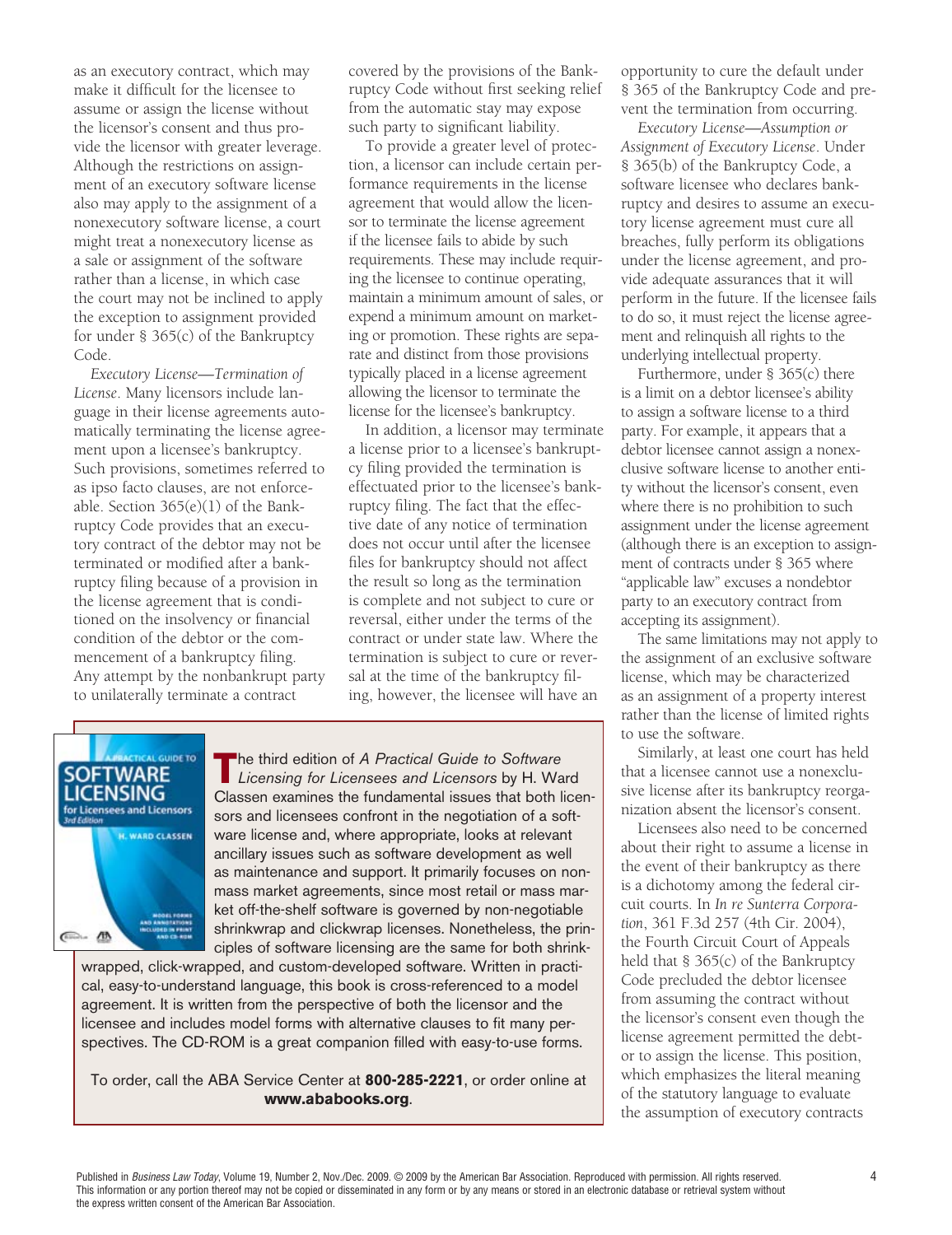as an executory contract, which may make it difficult for the licensee to assume or assign the license without the licensor's consent and thus provide the licensor with greater leverage. Although the restrictions on assignment of an executory software license also may apply to the assignment of a nonexecutory software license, a court might treat a nonexecutory license as a sale or assignment of the software rather than a license, in which case the court may not be inclined to apply the exception to assignment provided for under § 365(c) of the Bankruptcy Code.

*Executory License—Termination of License*. Many licensors include language in their license agreements automatically terminating the license agreement upon a licensee's bankruptcy. Such provisions, sometimes referred to as ipso facto clauses, are not enforceable. Section 365(e)(1) of the Bankruptcy Code provides that an executory contract of the debtor may not be terminated or modified after a bankruptcy filing because of a provision in the license agreement that is conditioned on the insolvency or financial condition of the debtor or the commencement of a bankruptcy filing. Any attempt by the nonbankrupt party to unilaterally terminate a contract covered by the provisions of the Bankruptcy Code without first seeking relief from the automatic stay may expose such party to significant liability.

To provide a greater level of protection, a licensor can include certain performance requirements in the license agreement that would allow the licensor to terminate the license agreement if the licensee fails to abide by such requirements. These may include requiring the licensee to continue operating, maintain a minimum amount of sales, or expend a minimum amount on marketing or promotion. These rights are separate and distinct from those provisions typically placed in a license agreement allowing the licensor to terminate the license for the licensee's bankruptcy.

In addition, a licensor may terminate a license prior to a licensee's bankruptcy filing provided the termination is effectuated prior to the licensee's bankruptcy filing. The fact that the effective date of any notice of termination does not occur until after the licensee files for bankruptcy should not affect the result so long as the termination is complete and not subject to cure or reversal, either under the terms of the contract or under state law. Where the termination is subject to cure or reversal at the time of the bankruptcy filing, however, the licensee will have an opportunity to cure the default under § 365 of the Bankruptcy Code and prevent the termination from occurring.

*Executory License—Assumption or Assignment of Executory License*. Under § 365(b) of the Bankruptcy Code, a software licensee who declares bankruptcy and desires to assume an executory license agreement must cure all breaches, fully perform its obligations under the license agreement, and provide adequate assurances that it will perform in the future. If the licensee fails to do so, it must reject the license agreement and relinquish all rights to the underlying intellectual property.

Furthermore, under § 365(c) there is a limit on a debtor licensee's ability to assign a software license to a third party. For example, it appears that a debtor licensee cannot assign a nonexclusive software license to another entity without the licensor's consent, even where there is no prohibition to such assignment under the license agreement (although there is an exception to assignment of contracts under § 365 where "applicable law" excuses a nondebtor party to an executory contract from accepting its assignment).

The same limitations may not apply to the assignment of an exclusive software license, which may be characterized as an assignment of a property interest rather than the license of limited rights to use the software.

Similarly, at least one court has held that a licensee cannot use a nonexclusive license after its bankruptcy reorganization absent the licensor's consent.

Licensees also need to be concerned about their right to assume a license in the event of their bankruptcy as there is a dichotomy among the federal circuit courts. In *In re Sunterra Corporation*, 361 F.3d 257 (4th Cir. 2004), the Fourth Circuit Court of Appeals held that § 365(c) of the Bankruptcy Code precluded the debtor licensee from assuming the contract without the licensor's consent even though the license agreement permitted the debtor to assign the license. This position, which emphasizes the literal meaning of the statutory language to evaluate the assumption of executory contracts

---

**The** third edition of *A Practical Guide to Software Licensing for Licensees and Licensors* by H. Ward Classen examines the fundamental issues that both licensors and licensees confront in the negotiation of a software license and, where appropriate, looks at relevant ancillary issues such as software development as well as maintenance and support. It primarily focuses on non-mass market agreements, since most retail or mass market off-the-shelf software is governed by non-negotiable shrinkwrap and clickwrap licenses. Nonetheless, the principles of software licensing are the same for both shrinkwrapped, click-wrapped, and custom-developed software. Written in practical, easy-to-understand language, this book is cross-referenced to a model agreement. It is written from the perspective of both the licensor and the licensee and includes model forms with alternative clauses to fit many perspectives. The CD-ROM is a great companion filled with easy-to-use forms.

To order, call the ABA Service Center at **800-285-2221**, or order online at **www.ababooks.org**.

---

Published in *Business Law Today*, Volume 19, Number 2, Nov./Dec. 2009. © 2009 by the American Bar Association. Reproduced with permission. All rights reserved. This information or any portion thereof may not be copied or disseminated in any form or by any means or stored in an electronic database or retrieval system without the express written consent of the American Bar Association.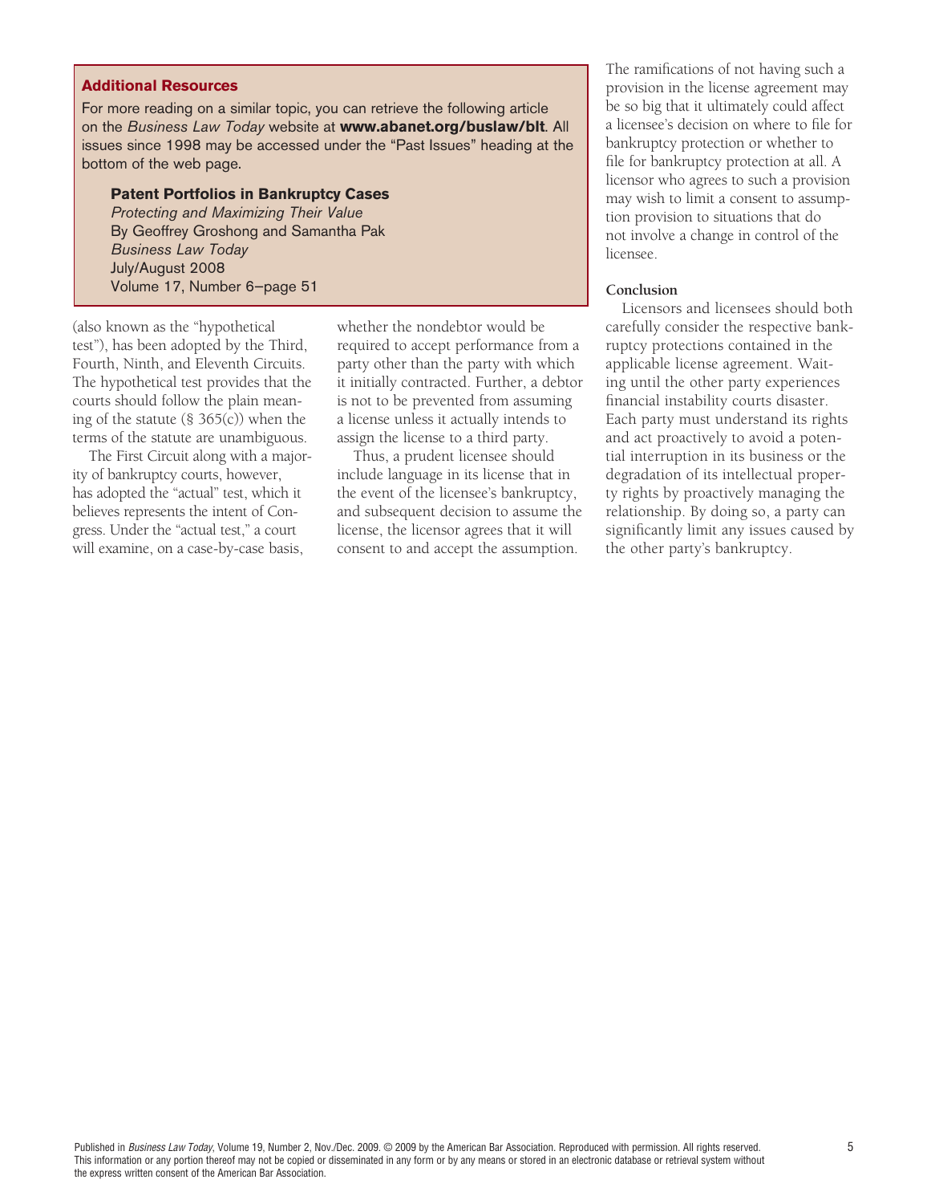**Additional Resources**

For more reading on a similar topic, you can retrieve the following article on the *Business Law Today* website at **www.abanet.org/buslaw/blt**. All issues since 1998 may be accessed under the "Past Issues" heading at the bottom of the web page.

**Patent Portfolios in Bankruptcy Cases**
*Protecting and Maximizing Their Value*
By Geoffrey Groshong and Samantha Pak
*Business Law Today*
July/August 2008
Volume 17, Number 6—page 51

(also known as the "hypothetical test"), has been adopted by the Third, Fourth, Ninth, and Eleventh Circuits. The hypothetical test provides that the courts should follow the plain meaning of the statute (§ 365(c)) when the terms of the statute are unambiguous.

The First Circuit along with a majority of bankruptcy courts, however, has adopted the "actual" test, which it believes represents the intent of Congress. Under the "actual test," a court will examine, on a case-by-case basis, whether the nondebtor would be required to accept performance from a party other than the party with which it initially contracted. Further, a debtor is not to be prevented from assuming a license unless it actually intends to assign the license to a third party.

Thus, a prudent licensee should include language in its license that in the event of the licensee's bankruptcy, and subsequent decision to assume the license, the licensor agrees that it will consent to and accept the assumption. The ramifications of not having such a provision in the license agreement may be so big that it ultimately could affect a licensee's decision on where to file for bankruptcy protection or whether to file for bankruptcy protection at all. A licensor who agrees to such a provision may wish to limit a consent to assumption provision to situations that do not involve a change in control of the licensee.

**Conclusion**

Licensors and licensees should both carefully consider the respective bankruptcy protections contained in the applicable license agreement. Waiting until the other party experiences financial instability courts disaster. Each party must understand its rights and act proactively to avoid a potential interruption in its business or the degradation of its intellectual property rights by proactively managing the relationship. By doing so, a party can significantly limit any issues caused by the other party's bankruptcy.